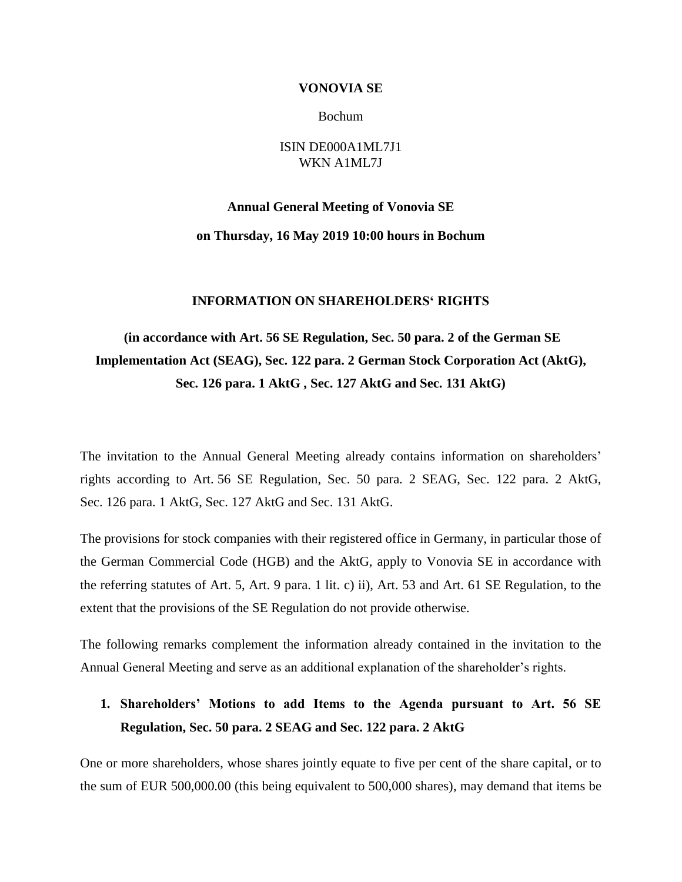**VONOVIA SE**

Bochum

ISIN DE000A1ML7J1
WKN A1ML7J

**Annual General Meeting of Vonovia SE**

**on Thursday, 16 May 2019 10:00 hours in Bochum**

**INFORMATION ON SHAREHOLDERS‘ RIGHTS**

**(in accordance with Art. 56 SE Regulation, Sec. 50 para. 2 of the German SE Implementation Act (SEAG), Sec. 122 para. 2 German Stock Corporation Act (AktG), Sec. 126 para. 1 AktG , Sec. 127 AktG and Sec. 131 AktG)**

The invitation to the Annual General Meeting already contains information on shareholders' rights according to Art. 56 SE Regulation, Sec. 50 para. 2 SEAG, Sec. 122 para. 2 AktG, Sec. 126 para. 1 AktG, Sec. 127 AktG and Sec. 131 AktG.

The provisions for stock companies with their registered office in Germany, in particular those of the German Commercial Code (HGB) and the AktG, apply to Vonovia SE in accordance with the referring statutes of Art. 5, Art. 9 para. 1 lit. c) ii), Art. 53 and Art. 61 SE Regulation, to the extent that the provisions of the SE Regulation do not provide otherwise.

The following remarks complement the information already contained in the invitation to the Annual General Meeting and serve as an additional explanation of the shareholder's rights.

## 1. Shareholders' Motions to add Items to the Agenda pursuant to Art. 56 SE Regulation, Sec. 50 para. 2 SEAG and Sec. 122 para. 2 AktG

One or more shareholders, whose shares jointly equate to five per cent of the share capital, or to the sum of EUR 500,000.00 (this being equivalent to 500,000 shares), may demand that items be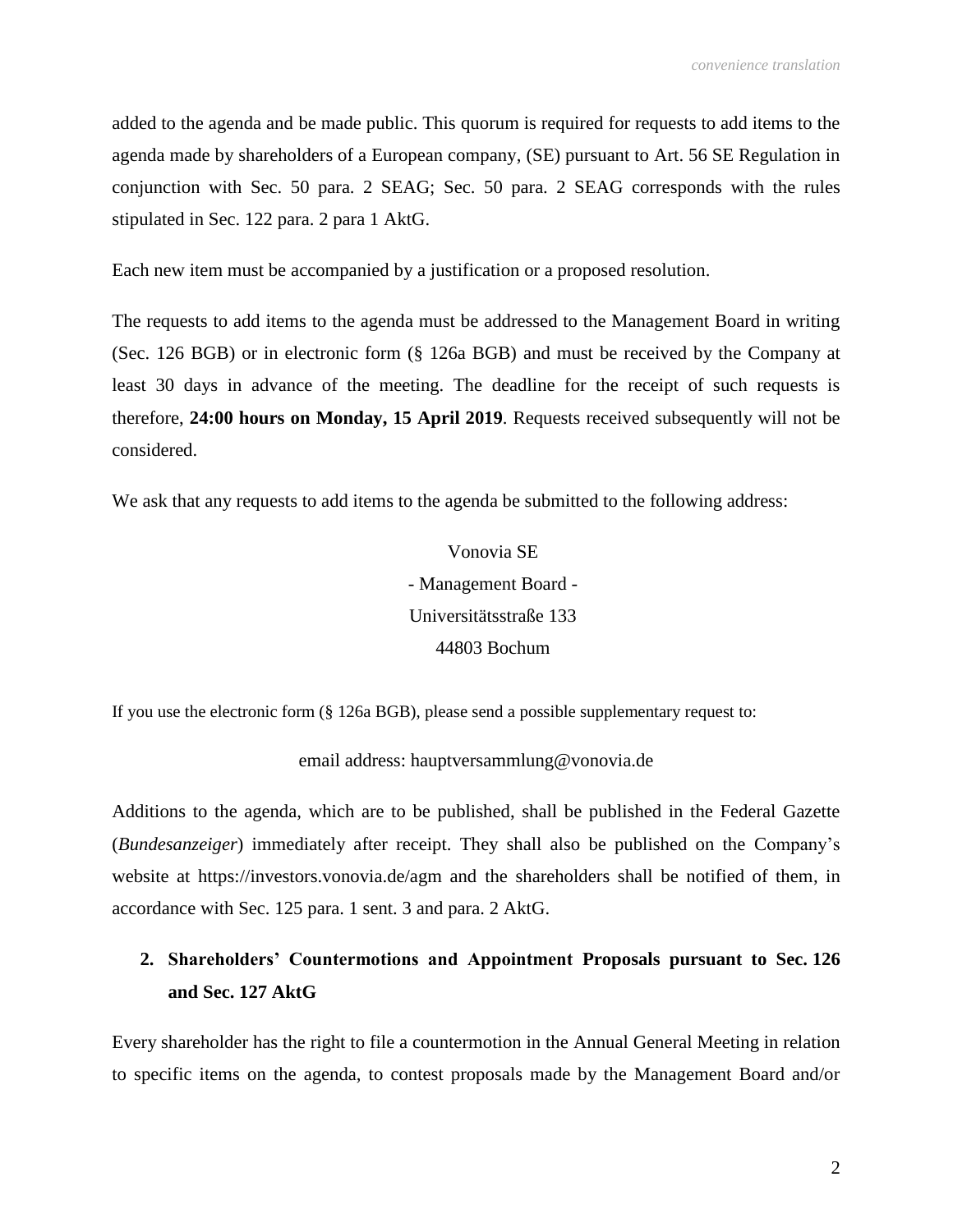added to the agenda and be made public. This quorum is required for requests to add items to the agenda made by shareholders of a European company, (SE) pursuant to Art. 56 SE Regulation in conjunction with Sec. 50 para. 2 SEAG; Sec. 50 para. 2 SEAG corresponds with the rules stipulated in Sec. 122 para. 2 para 1 AktG.

Each new item must be accompanied by a justification or a proposed resolution.

The requests to add items to the agenda must be addressed to the Management Board in writing (Sec. 126 BGB) or in electronic form (§ 126a BGB) and must be received by the Company at least 30 days in advance of the meeting. The deadline for the receipt of such requests is therefore, **24:00 hours on Monday, 15 April 2019**. Requests received subsequently will not be considered.

We ask that any requests to add items to the agenda be submitted to the following address:

Vonovia SE
- Management Board -
Universitätsstraße 133
44803 Bochum

If you use the electronic form (§ 126a BGB), please send a possible supplementary request to:

email address: hauptversammlung@vonovia.de

Additions to the agenda, which are to be published, shall be published in the Federal Gazette (*Bundesanzeiger*) immediately after receipt. They shall also be published on the Company's website at https://investors.vonovia.de/agm and the shareholders shall be notified of them, in accordance with Sec. 125 para. 1 sent. 3 and para. 2 AktG.

## 2. Shareholders' Countermotions and Appointment Proposals pursuant to Sec. 126 and Sec. 127 AktG

Every shareholder has the right to file a countermotion in the Annual General Meeting in relation to specific items on the agenda, to contest proposals made by the Management Board and/or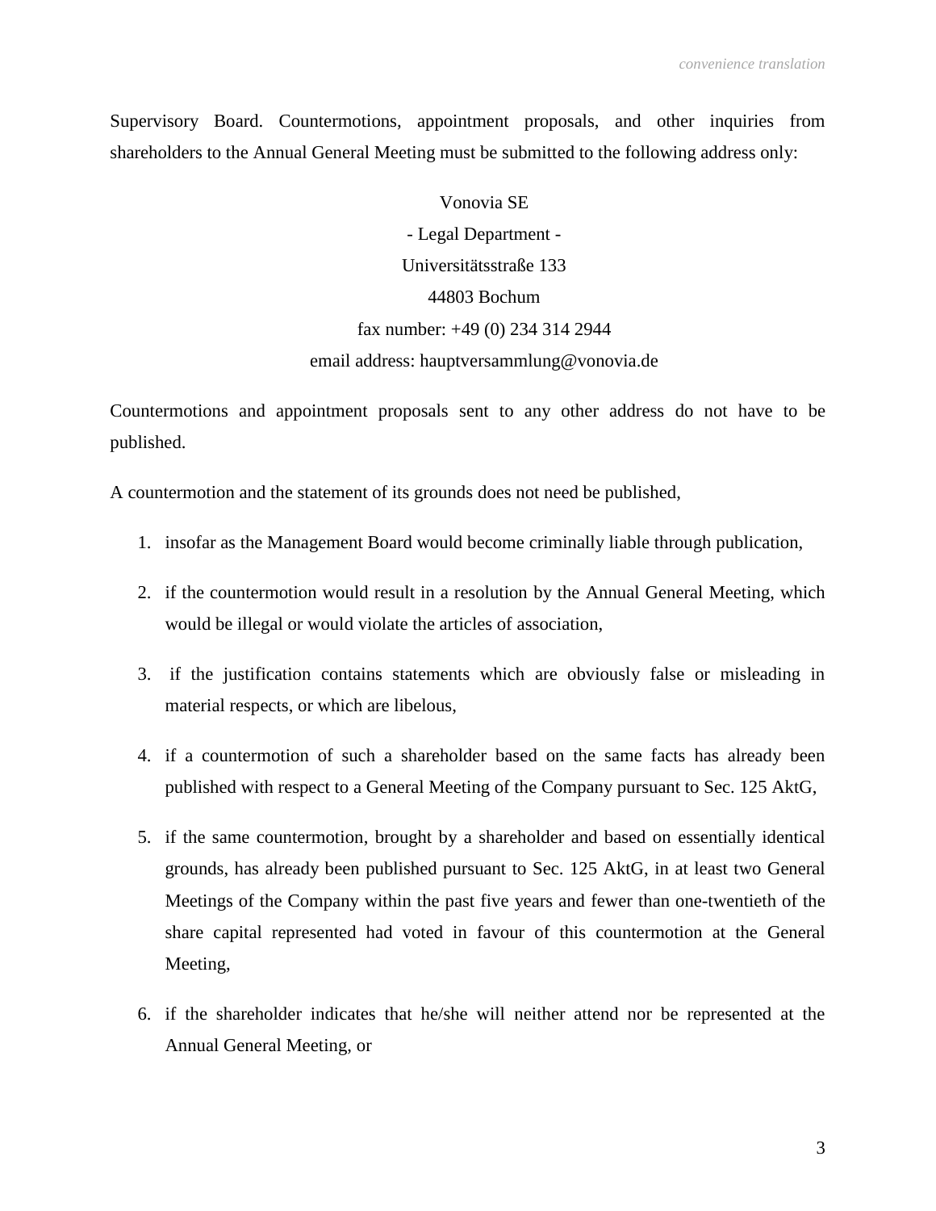Supervisory Board. Countermotions, appointment proposals, and other inquiries from shareholders to the Annual General Meeting must be submitted to the following address only:

Vonovia SE
- Legal Department -
Universitätsstraße 133
44803 Bochum
fax number: +49 (0) 234 314 2944
email address: hauptversammlung@vonovia.de

Countermotions and appointment proposals sent to any other address do not have to be published.

A countermotion and the statement of its grounds does not need be published,

1. insofar as the Management Board would become criminally liable through publication,
2. if the countermotion would result in a resolution by the Annual General Meeting, which would be illegal or would violate the articles of association,
3. if the justification contains statements which are obviously false or misleading in material respects, or which are libelous,
4. if a countermotion of such a shareholder based on the same facts has already been published with respect to a General Meeting of the Company pursuant to Sec. 125 AktG,
5. if the same countermotion, brought by a shareholder and based on essentially identical grounds, has already been published pursuant to Sec. 125 AktG, in at least two General Meetings of the Company within the past five years and fewer than one-twentieth of the share capital represented had voted in favour of this countermotion at the General Meeting,
6. if the shareholder indicates that he/she will neither attend nor be represented at the Annual General Meeting, or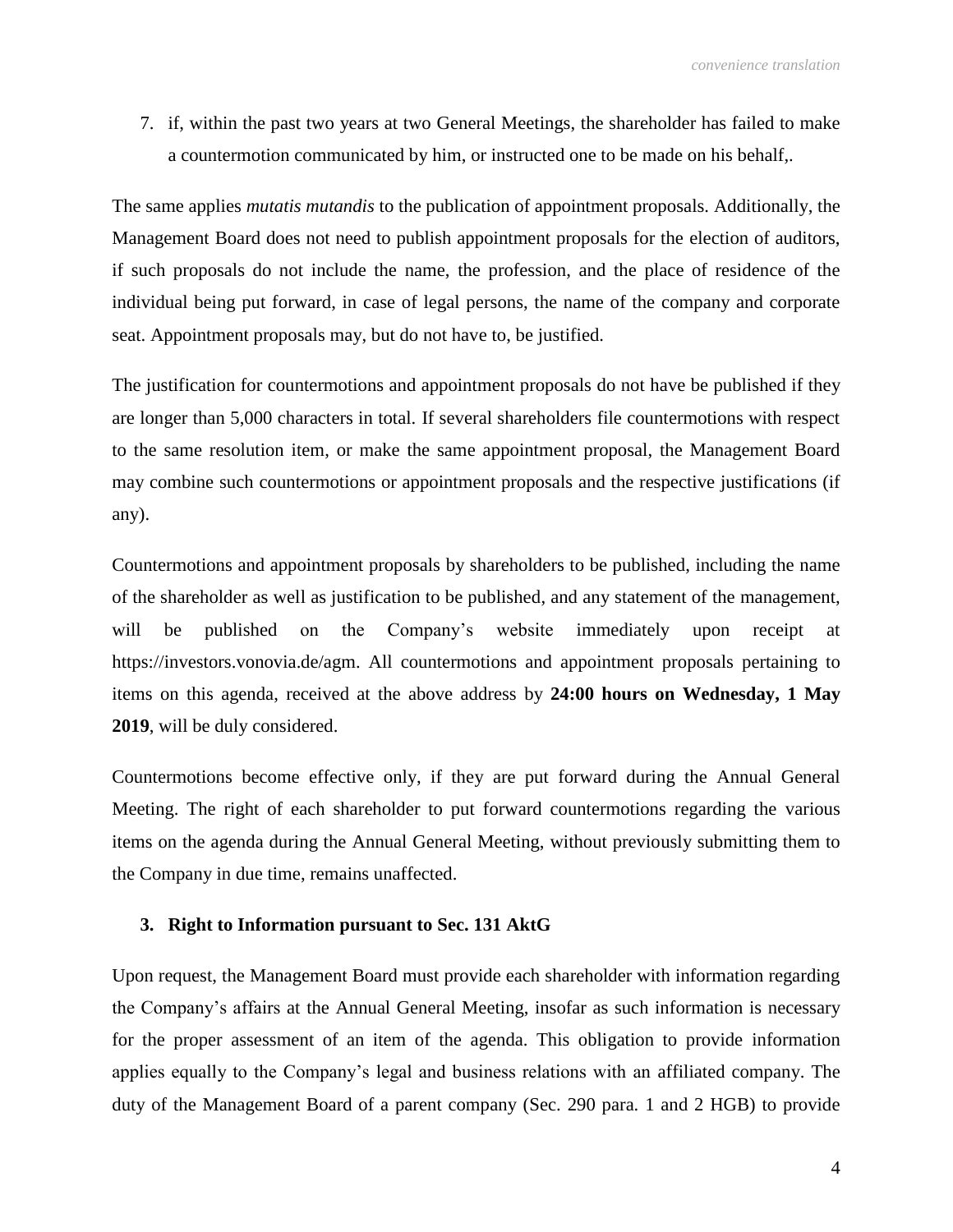7. if, within the past two years at two General Meetings, the shareholder has failed to make a countermotion communicated by him, or instructed one to be made on his behalf,.

The same applies *mutatis mutandis* to the publication of appointment proposals. Additionally, the Management Board does not need to publish appointment proposals for the election of auditors, if such proposals do not include the name, the profession, and the place of residence of the individual being put forward, in case of legal persons, the name of the company and corporate seat. Appointment proposals may, but do not have to, be justified.

The justification for countermotions and appointment proposals do not have be published if they are longer than 5,000 characters in total. If several shareholders file countermotions with respect to the same resolution item, or make the same appointment proposal, the Management Board may combine such countermotions or appointment proposals and the respective justifications (if any).

Countermotions and appointment proposals by shareholders to be published, including the name of the shareholder as well as justification to be published, and any statement of the management, will be published on the Company's website immediately upon receipt at https://investors.vonovia.de/agm. All countermotions and appointment proposals pertaining to items on this agenda, received at the above address by **24:00 hours on Wednesday, 1 May 2019**, will be duly considered.

Countermotions become effective only, if they are put forward during the Annual General Meeting. The right of each shareholder to put forward countermotions regarding the various items on the agenda during the Annual General Meeting, without previously submitting them to the Company in due time, remains unaffected.

### 3. Right to Information pursuant to Sec. 131 AktG

Upon request, the Management Board must provide each shareholder with information regarding the Company's affairs at the Annual General Meeting, insofar as such information is necessary for the proper assessment of an item of the agenda. This obligation to provide information applies equally to the Company's legal and business relations with an affiliated company. The duty of the Management Board of a parent company (Sec. 290 para. 1 and 2 HGB) to provide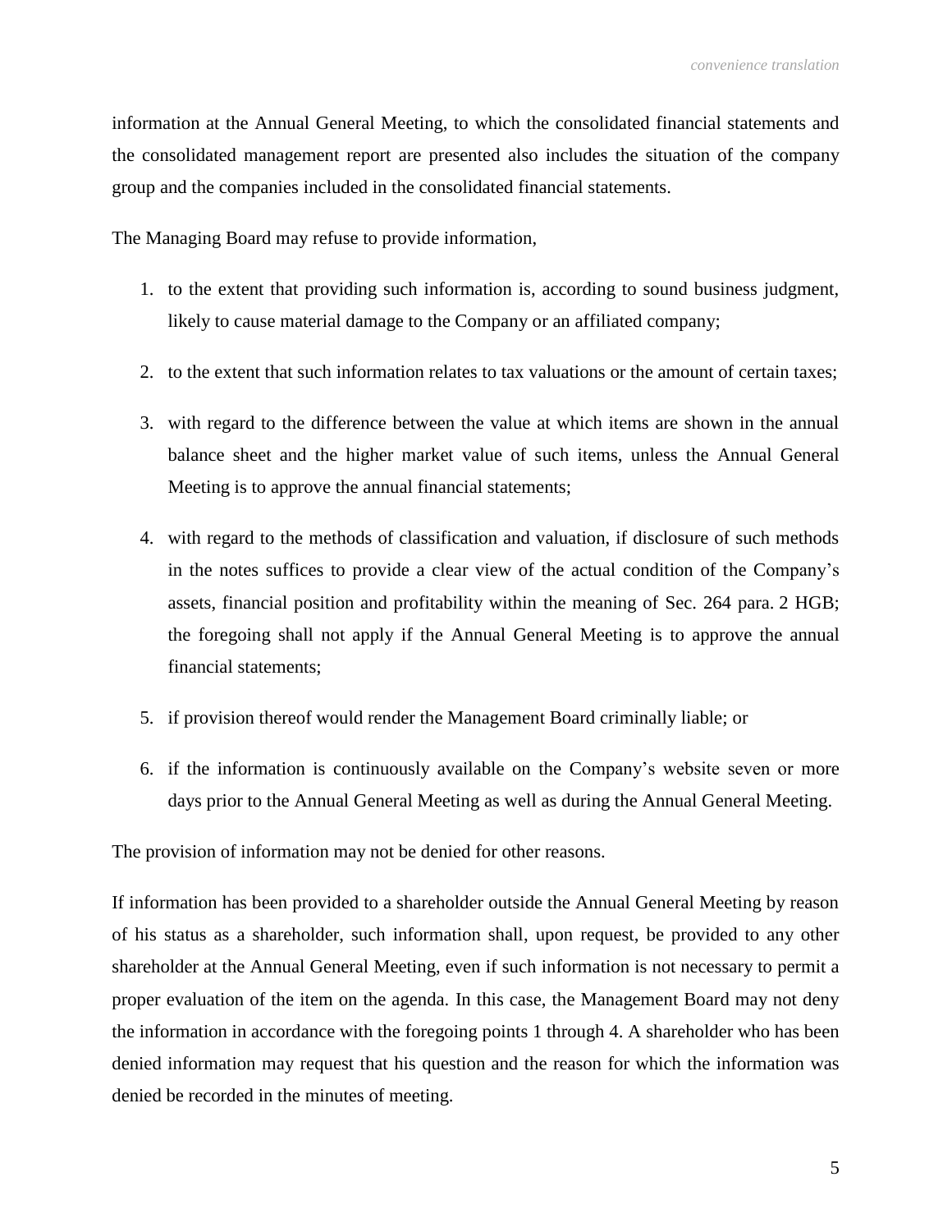information at the Annual General Meeting, to which the consolidated financial statements and the consolidated management report are presented also includes the situation of the company group and the companies included in the consolidated financial statements.

The Managing Board may refuse to provide information,

1. to the extent that providing such information is, according to sound business judgment, likely to cause material damage to the Company or an affiliated company;

2. to the extent that such information relates to tax valuations or the amount of certain taxes;

3. with regard to the difference between the value at which items are shown in the annual balance sheet and the higher market value of such items, unless the Annual General Meeting is to approve the annual financial statements;

4. with regard to the methods of classification and valuation, if disclosure of such methods in the notes suffices to provide a clear view of the actual condition of the Company's assets, financial position and profitability within the meaning of Sec. 264 para. 2 HGB; the foregoing shall not apply if the Annual General Meeting is to approve the annual financial statements;

5. if provision thereof would render the Management Board criminally liable; or

6. if the information is continuously available on the Company's website seven or more days prior to the Annual General Meeting as well as during the Annual General Meeting.

The provision of information may not be denied for other reasons.

If information has been provided to a shareholder outside the Annual General Meeting by reason of his status as a shareholder, such information shall, upon request, be provided to any other shareholder at the Annual General Meeting, even if such information is not necessary to permit a proper evaluation of the item on the agenda. In this case, the Management Board may not deny the information in accordance with the foregoing points 1 through 4. A shareholder who has been denied information may request that his question and the reason for which the information was denied be recorded in the minutes of meeting.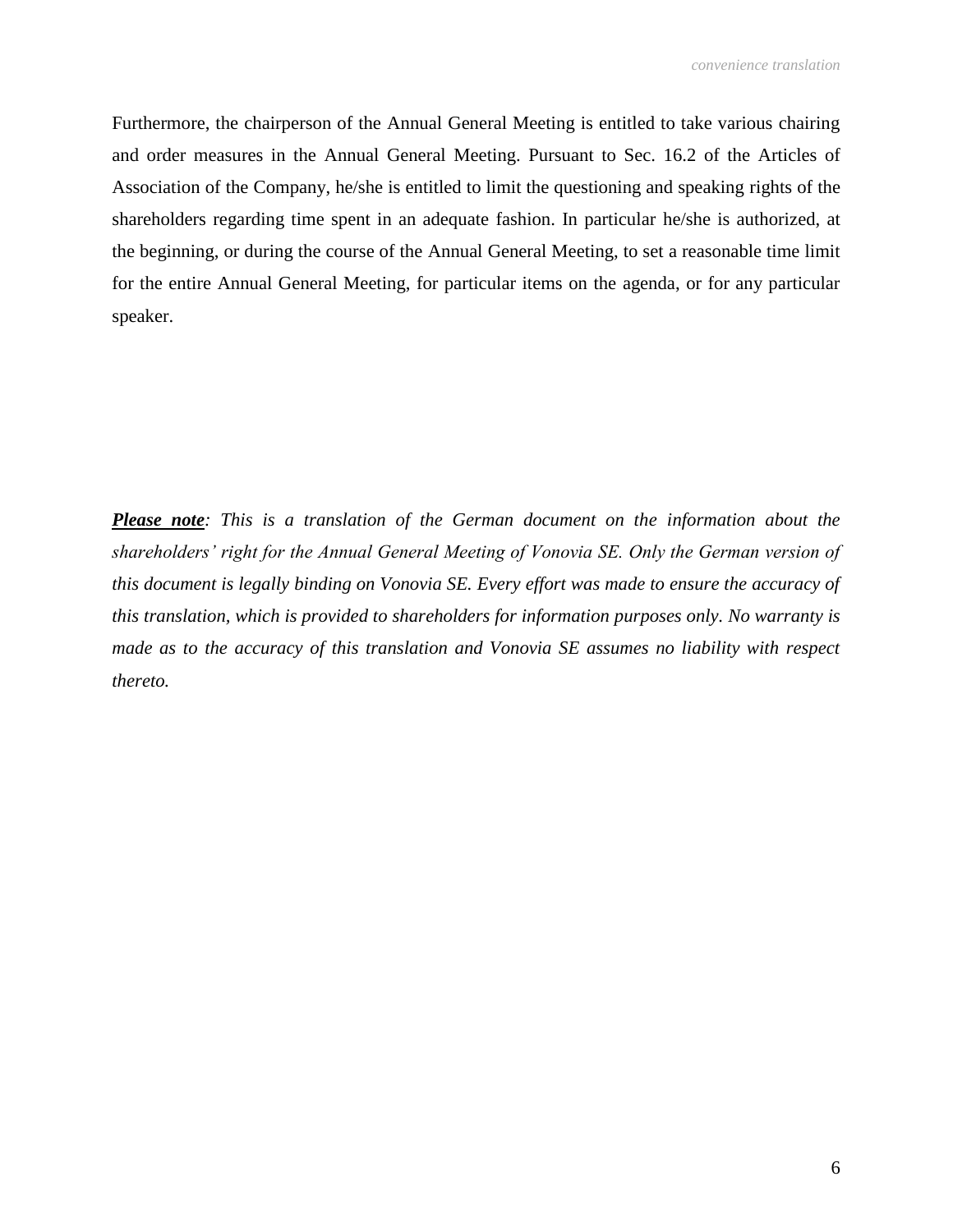Furthermore, the chairperson of the Annual General Meeting is entitled to take various chairing and order measures in the Annual General Meeting. Pursuant to Sec. 16.2 of the Articles of Association of the Company, he/she is entitled to limit the questioning and speaking rights of the shareholders regarding time spent in an adequate fashion. In particular he/she is authorized, at the beginning, or during the course of the Annual General Meeting, to set a reasonable time limit for the entire Annual General Meeting, for particular items on the agenda, or for any particular speaker.

***Please note**: This is a translation of the German document on the information about the shareholders' right for the Annual General Meeting of Vonovia SE. Only the German version of this document is legally binding on Vonovia SE. Every effort was made to ensure the accuracy of this translation, which is provided to shareholders for information purposes only. No warranty is made as to the accuracy of this translation and Vonovia SE assumes no liability with respect thereto.*